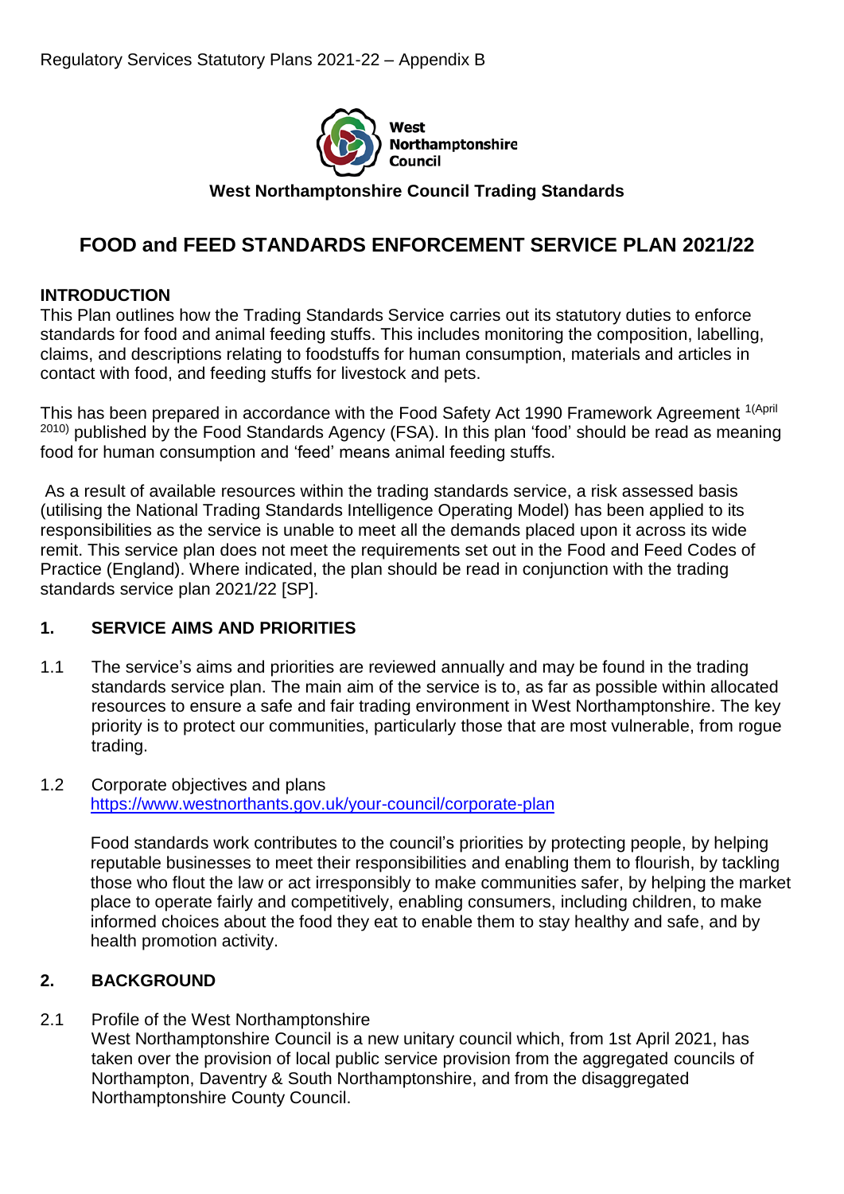Regulatory Services Statutory Plans 2021-22 – Appendix B

West Northamptonshire Council

**West Northamptonshire Council Trading Standards**

# FOOD and FEED STANDARDS ENFORCEMENT SERVICE PLAN 2021/22

## INTRODUCTION

This Plan outlines how the Trading Standards Service carries out its statutory duties to enforce standards for food and animal feeding stuffs. This includes monitoring the composition, labelling, claims, and descriptions relating to foodstuffs for human consumption, materials and articles in contact with food, and feeding stuffs for livestock and pets.

This has been prepared in accordance with the Food Safety Act 1990 Framework Agreement [1(April 2010)] published by the Food Standards Agency (FSA). In this plan 'food' should be read as meaning food for human consumption and 'feed' means animal feeding stuffs.

As a result of available resources within the trading standards service, a risk assessed basis (utilising the National Trading Standards Intelligence Operating Model) has been applied to its responsibilities as the service is unable to meet all the demands placed upon it across its wide remit. This service plan does not meet the requirements set out in the Food and Feed Codes of Practice (England). Where indicated, the plan should be read in conjunction with the trading standards service plan 2021/22 [SP].

## 1. SERVICE AIMS AND PRIORITIES

1.1 The service's aims and priorities are reviewed annually and may be found in the trading standards service plan. The main aim of the service is to, as far as possible within allocated resources to ensure a safe and fair trading environment in West Northamptonshire. The key priority is to protect our communities, particularly those that are most vulnerable, from rogue trading.

1.2 Corporate objectives and plans
https://www.westnorthants.gov.uk/your-council/corporate-plan

Food standards work contributes to the council's priorities by protecting people, by helping reputable businesses to meet their responsibilities and enabling them to flourish, by tackling those who flout the law or act irresponsibly to make communities safer, by helping the market place to operate fairly and competitively, enabling consumers, including children, to make informed choices about the food they eat to enable them to stay healthy and safe, and by health promotion activity.

## 2. BACKGROUND

2.1 Profile of the West Northamptonshire
West Northamptonshire Council is a new unitary council which, from 1st April 2021, has taken over the provision of local public service provision from the aggregated councils of Northampton, Daventry & South Northamptonshire, and from the disaggregated Northamptonshire County Council.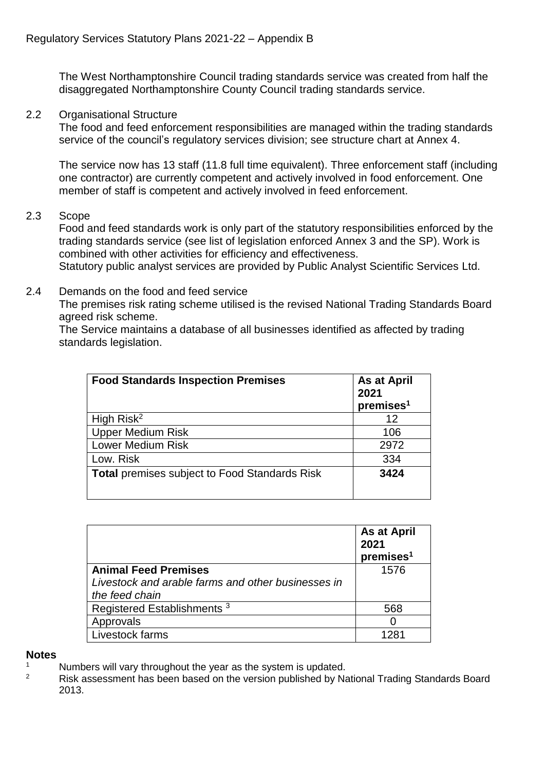The West Northamptonshire Council trading standards service was created from half the disaggregated Northamptonshire County Council trading standards service.

2.2 Organisational Structure

The food and feed enforcement responsibilities are managed within the trading standards service of the council's regulatory services division; see structure chart at Annex 4.

The service now has 13 staff (11.8 full time equivalent). Three enforcement staff (including one contractor) are currently competent and actively involved in food enforcement. One member of staff is competent and actively involved in feed enforcement.

2.3 Scope

Food and feed standards work is only part of the statutory responsibilities enforced by the trading standards service (see list of legislation enforced Annex 3 and the SP). Work is combined with other activities for efficiency and effectiveness.
Statutory public analyst services are provided by Public Analyst Scientific Services Ltd.

2.4 Demands on the food and feed service

The premises risk rating scheme utilised is the revised National Trading Standards Board agreed risk scheme.
The Service maintains a database of all businesses identified as affected by trading standards legislation.

| **Food Standards Inspection Premises** | **As at April 2021 premises[1]** |
|---|---|
| High Risk[2] | 12 |
| Upper Medium Risk | 106 |
| Lower Medium Risk | 2972 |
| Low. Risk | 334 |
| **Total** premises subject to Food Standards Risk | **3424** |

| | **As at April 2021 premises[1]** |
|---|---|
| **Animal Feed Premises** *Livestock and arable farms and other businesses in the feed chain* | 1576 |
| Registered Establishments [3] | 568 |
| Approvals | 0 |
| Livestock farms | 1281 |

**Notes**

[1] Numbers will vary throughout the year as the system is updated.

[2] Risk assessment has been based on the version published by National Trading Standards Board 2013.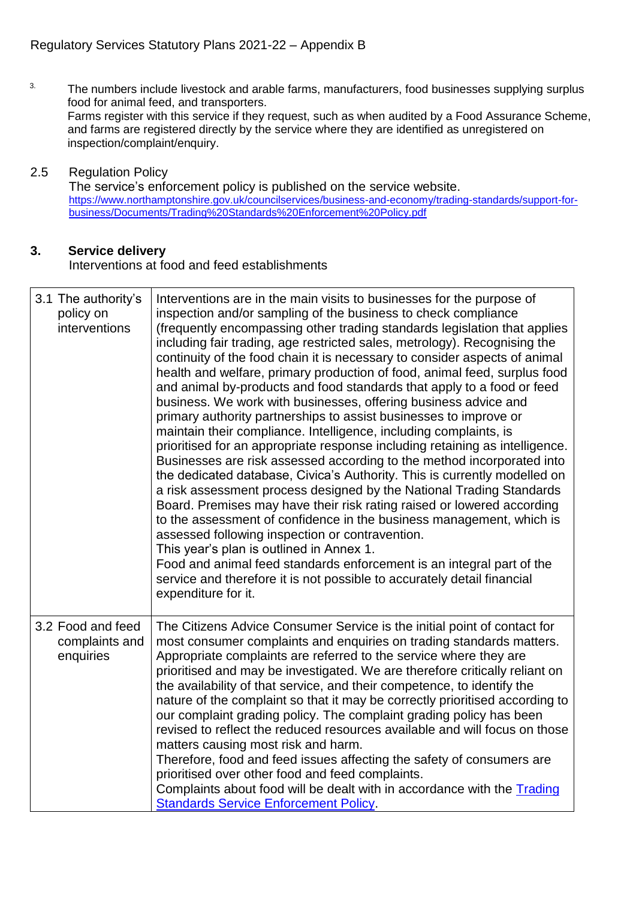3. The numbers include livestock and arable farms, manufacturers, food businesses supplying surplus food for animal feed, and transporters.
Farms register with this service if they request, such as when audited by a Food Assurance Scheme, and farms are registered directly by the service where they are identified as unregistered on inspection/complaint/enquiry.

2.5 Regulation Policy
The service's enforcement policy is published on the service website.
https://www.northamptonshire.gov.uk/councilservices/business-and-economy/trading-standards/support-for-business/Documents/Trading%20Standards%20Enforcement%20Policy.pdf

## 3. Service delivery

Interventions at food and feed establishments

| | |
|---|---|
| 3.1 The authority's policy on interventions | Interventions are in the main visits to businesses for the purpose of inspection and/or sampling of the business to check compliance (frequently encompassing other trading standards legislation that applies including fair trading, age restricted sales, metrology). Recognising the continuity of the food chain it is necessary to consider aspects of animal health and welfare, primary production of food, animal feed, surplus food and animal by-products and food standards that apply to a food or feed business. We work with businesses, offering business advice and primary authority partnerships to assist businesses to improve or maintain their compliance. Intelligence, including complaints, is prioritised for an appropriate response including retaining as intelligence. Businesses are risk assessed according to the method incorporated into the dedicated database, Civica's Authority. This is currently modelled on a risk assessment process designed by the National Trading Standards Board. Premises may have their risk rating raised or lowered according to the assessment of confidence in the business management, which is assessed following inspection or contravention.<br>This year's plan is outlined in Annex 1.<br>Food and animal feed standards enforcement is an integral part of the service and therefore it is not possible to accurately detail financial expenditure for it. |
| 3.2 Food and feed complaints and enquiries | The Citizens Advice Consumer Service is the initial point of contact for most consumer complaints and enquiries on trading standards matters. Appropriate complaints are referred to the service where they are prioritised and may be investigated. We are therefore critically reliant on the availability of that service, and their competence, to identify the nature of the complaint so that it may be correctly prioritised according to our complaint grading policy. The complaint grading policy has been revised to reflect the reduced resources available and will focus on those matters causing most risk and harm.<br>Therefore, food and feed issues affecting the safety of consumers are prioritised over other food and feed complaints.<br>Complaints about food will be dealt with in accordance with the Trading Standards Service Enforcement Policy. |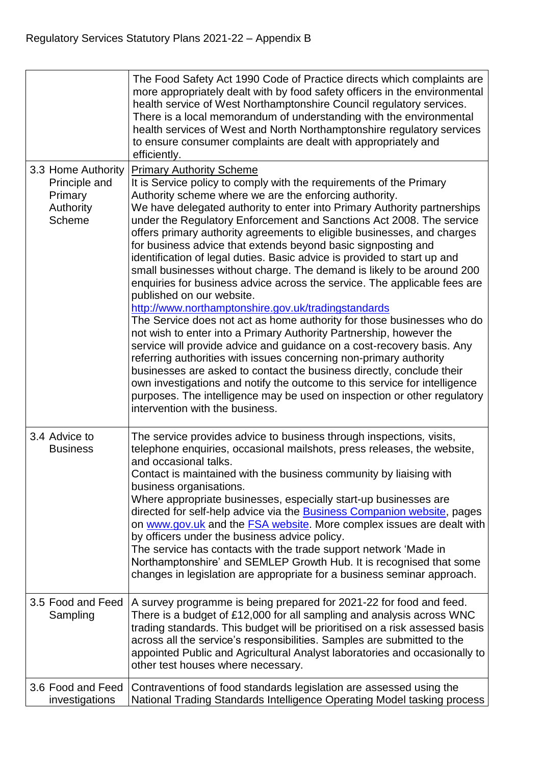| | |
|---|---|
| | The Food Safety Act 1990 Code of Practice directs which complaints are more appropriately dealt with by food safety officers in the environmental health service of West Northamptonshire Council regulatory services. There is a local memorandum of understanding with the environmental health services of West and North Northamptonshire regulatory services to ensure consumer complaints are dealt with appropriately and efficiently. |
| 3.3 Home Authority Principle and Primary Authority Scheme | Primary Authority Scheme<br>It is Service policy to comply with the requirements of the Primary Authority scheme where we are the enforcing authority.<br>We have delegated authority to enter into Primary Authority partnerships under the Regulatory Enforcement and Sanctions Act 2008. The service offers primary authority agreements to eligible businesses, and charges for business advice that extends beyond basic signposting and identification of legal duties. Basic advice is provided to start up and small businesses without charge. The demand is likely to be around 200 enquiries for business advice across the service. The applicable fees are published on our website.<br>http://www.northamptonshire.gov.uk/tradingstandards<br>The Service does not act as home authority for those businesses who do not wish to enter into a Primary Authority Partnership, however the service will provide advice and guidance on a cost-recovery basis. Any referring authorities with issues concerning non-primary authority businesses are asked to contact the business directly, conclude their own investigations and notify the outcome to this service for intelligence purposes. The intelligence may be used on inspection or other regulatory intervention with the business. |
| 3.4 Advice to Business | The service provides advice to business through inspections, visits, telephone enquiries, occasional mailshots, press releases, the website, and occasional talks.<br>Contact is maintained with the business community by liaising with business organisations.<br>Where appropriate businesses, especially start-up businesses are directed for self-help advice via the Business Companion website, pages on www.gov.uk and the FSA website. More complex issues are dealt with by officers under the business advice policy.<br>The service has contacts with the trade support network 'Made in Northamptonshire' and SEMLEP Growth Hub. It is recognised that some changes in legislation are appropriate for a business seminar approach. |
| 3.5 Food and Feed Sampling | A survey programme is being prepared for 2021-22 for food and feed. There is a budget of £12,000 for all sampling and analysis across WNC trading standards. This budget will be prioritised on a risk assessed basis across all the service's responsibilities. Samples are submitted to the appointed Public and Agricultural Analyst laboratories and occasionally to other test houses where necessary. |
| 3.6 Food and Feed investigations | Contraventions of food standards legislation are assessed using the National Trading Standards Intelligence Operating Model tasking process |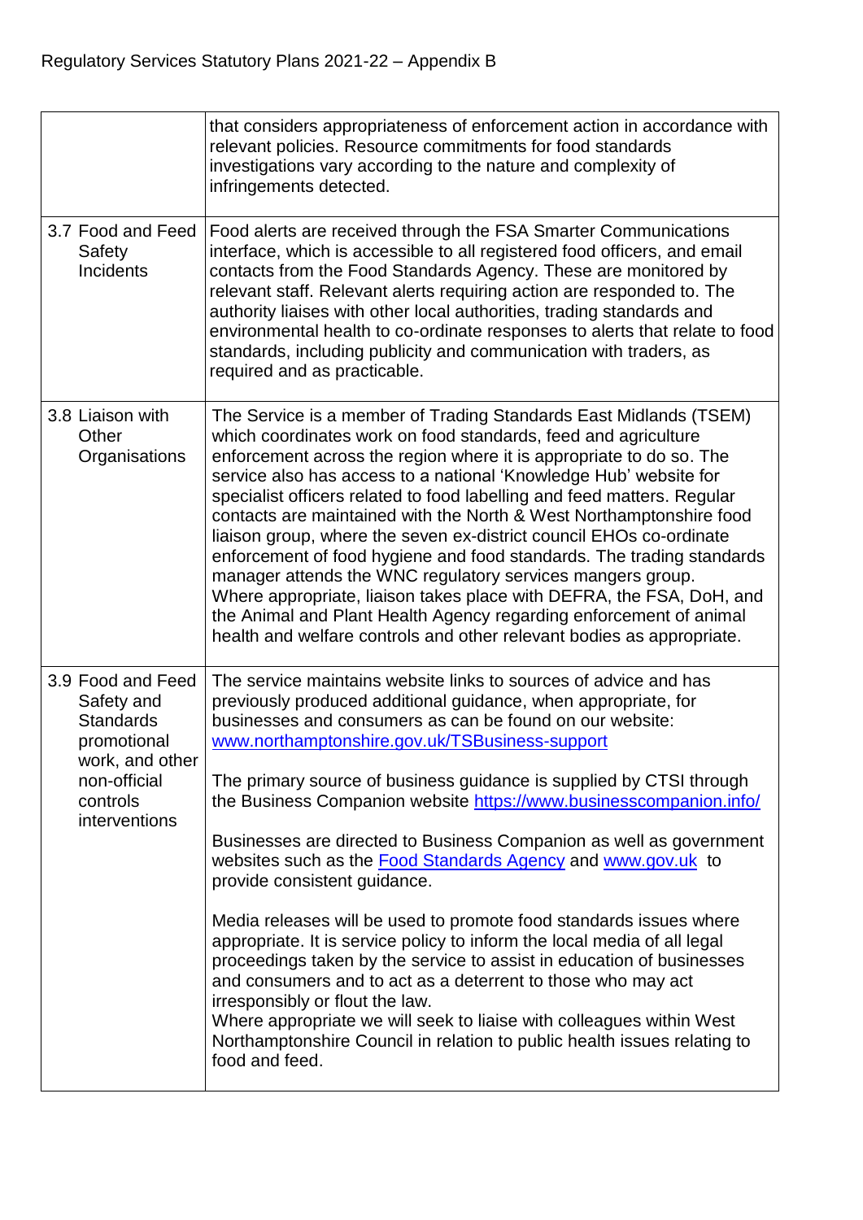| | |
|---|---|
| | that considers appropriateness of enforcement action in accordance with relevant policies. Resource commitments for food standards investigations vary according to the nature and complexity of infringements detected. |
| 3.7 Food and Feed Safety Incidents | Food alerts are received through the FSA Smarter Communications interface, which is accessible to all registered food officers, and email contacts from the Food Standards Agency. These are monitored by relevant staff. Relevant alerts requiring action are responded to. The authority liaises with other local authorities, trading standards and environmental health to co-ordinate responses to alerts that relate to food standards, including publicity and communication with traders, as required and as practicable. |
| 3.8 Liaison with Other Organisations | The Service is a member of Trading Standards East Midlands (TSEM) which coordinates work on food standards, feed and agriculture enforcement across the region where it is appropriate to do so. The service also has access to a national 'Knowledge Hub' website for specialist officers related to food labelling and feed matters. Regular contacts are maintained with the North & West Northamptonshire food liaison group, where the seven ex-district council EHOs co-ordinate enforcement of food hygiene and food standards. The trading standards manager attends the WNC regulatory services mangers group. Where appropriate, liaison takes place with DEFRA, the FSA, DoH, and the Animal and Plant Health Agency regarding enforcement of animal health and welfare controls and other relevant bodies as appropriate. |
| 3.9 Food and Feed Safety and Standards promotional work, and other non-official controls interventions | The service maintains website links to sources of advice and has previously produced additional guidance, when appropriate, for businesses and consumers as can be found on our website: [www.northamptonshire.gov.uk/TSBusiness-support](www.northamptonshire.gov.uk/TSBusiness-support)<br><br>The primary source of business guidance is supplied by CTSI through the Business Companion website [https://www.businesscompanion.info/](https://www.businesscompanion.info/)<br><br>Businesses are directed to Business Companion as well as government websites such as the Food Standards Agency and www.gov.uk to provide consistent guidance.<br><br>Media releases will be used to promote food standards issues where appropriate. It is service policy to inform the local media of all legal proceedings taken by the service to assist in education of businesses and consumers and to act as a deterrent to those who may act irresponsibly or flout the law.<br>Where appropriate we will seek to liaise with colleagues within West Northamptonshire Council in relation to public health issues relating to food and feed. |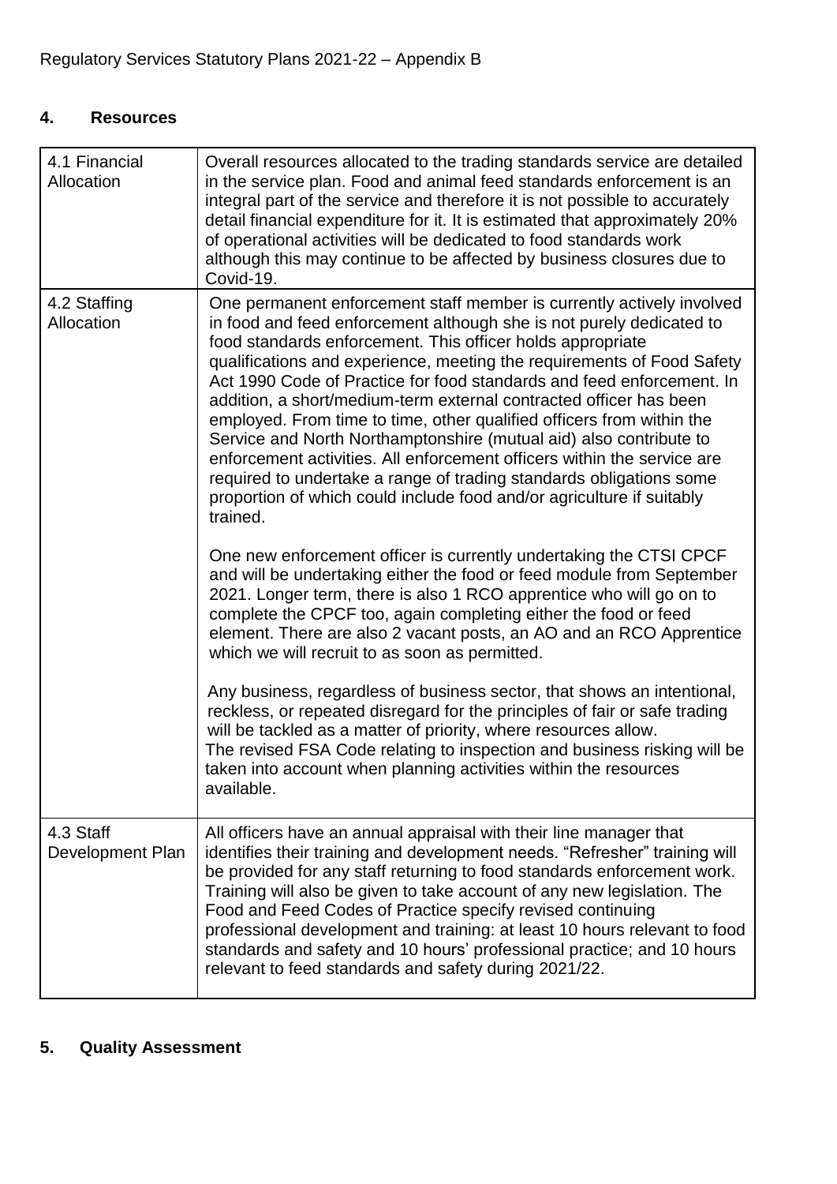## 4. Resources

| | |
|---|---|
| 4.1 Financial Allocation | Overall resources allocated to the trading standards service are detailed in the service plan. Food and animal feed standards enforcement is an integral part of the service and therefore it is not possible to accurately detail financial expenditure for it. It is estimated that approximately 20% of operational activities will be dedicated to food standards work although this may continue to be affected by business closures due to Covid-19. |
| 4.2 Staffing Allocation | One permanent enforcement staff member is currently actively involved in food and feed enforcement although she is not purely dedicated to food standards enforcement. This officer holds appropriate qualifications and experience, meeting the requirements of Food Safety Act 1990 Code of Practice for food standards and feed enforcement. In addition, a short/medium-term external contracted officer has been employed. From time to time, other qualified officers from within the Service and North Northamptonshire (mutual aid) also contribute to enforcement activities. All enforcement officers within the service are required to undertake a range of trading standards obligations some proportion of which could include food and/or agriculture if suitably trained.<br><br>One new enforcement officer is currently undertaking the CTSI CPCF and will be undertaking either the food or feed module from September 2021. Longer term, there is also 1 RCO apprentice who will go on to complete the CPCF too, again completing either the food or feed element. There are also 2 vacant posts, an AO and an RCO Apprentice which we will recruit to as soon as permitted.<br><br>Any business, regardless of business sector, that shows an intentional, reckless, or repeated disregard for the principles of fair or safe trading will be tackled as a matter of priority, where resources allow.<br>The revised FSA Code relating to inspection and business risking will be taken into account when planning activities within the resources available. |
| 4.3 Staff Development Plan | All officers have an annual appraisal with their line manager that identifies their training and development needs. "Refresher" training will be provided for any staff returning to food standards enforcement work. Training will also be given to take account of any new legislation. The Food and Feed Codes of Practice specify revised continuing professional development and training: at least 10 hours relevant to food standards and safety and 10 hours' professional practice; and 10 hours relevant to feed standards and safety during 2021/22. |

## 5. Quality Assessment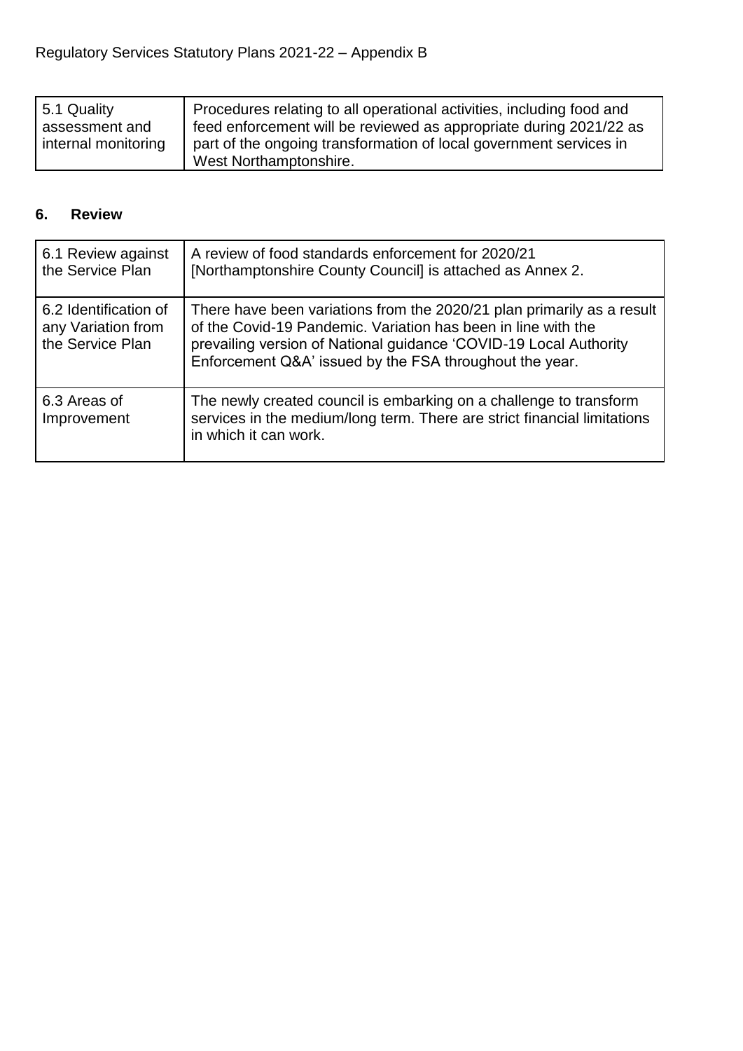| 5.1 Quality assessment and internal monitoring | Procedures relating to all operational activities, including food and feed enforcement will be reviewed as appropriate during 2021/22 as part of the ongoing transformation of local government services in West Northamptonshire. |
|---|---|

## 6. Review

| 6.1 Review against the Service Plan | A review of food standards enforcement for 2020/21 [Northamptonshire County Council] is attached as Annex 2. |
|---|---|
| 6.2 Identification of any Variation from the Service Plan | There have been variations from the 2020/21 plan primarily as a result of the Covid-19 Pandemic. Variation has been in line with the prevailing version of National guidance 'COVID-19 Local Authority Enforcement Q&A' issued by the FSA throughout the year. |
| 6.3 Areas of Improvement | The newly created council is embarking on a challenge to transform services in the medium/long term. There are strict financial limitations in which it can work. |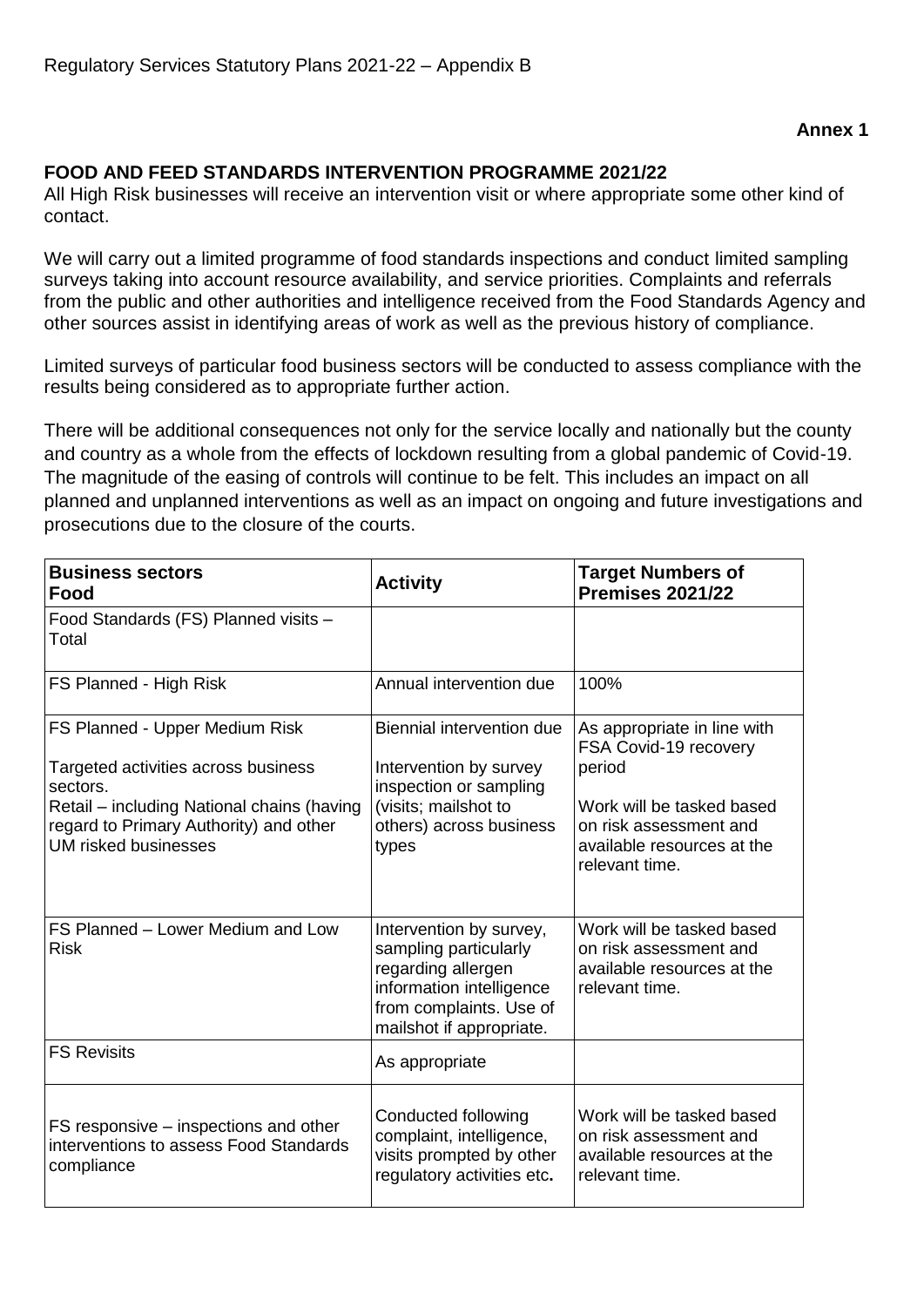Regulatory Services Statutory Plans 2021-22 – Appendix B

**Annex 1**

**FOOD AND FEED STANDARDS INTERVENTION PROGRAMME 2021/22**

All High Risk businesses will receive an intervention visit or where appropriate some other kind of contact.

We will carry out a limited programme of food standards inspections and conduct limited sampling surveys taking into account resource availability, and service priorities. Complaints and referrals from the public and other authorities and intelligence received from the Food Standards Agency and other sources assist in identifying areas of work as well as the previous history of compliance.

Limited surveys of particular food business sectors will be conducted to assess compliance with the results being considered as to appropriate further action.

There will be additional consequences not only for the service locally and nationally but the county and country as a whole from the effects of lockdown resulting from a global pandemic of Covid-19. The magnitude of the easing of controls will continue to be felt. This includes an impact on all planned and unplanned interventions as well as an impact on ongoing and future investigations and prosecutions due to the closure of the courts.

| **Business sectors Food** | **Activity** | **Target Numbers of Premises 2021/22** |
|---|---|---|
| Food Standards (FS) Planned visits – Total | | |
| FS Planned - High Risk | Annual intervention due | 100% |
| FS Planned - Upper Medium Risk<br><br>Targeted activities across business sectors.<br>Retail – including National chains (having regard to Primary Authority) and other UM risked businesses | Biennial intervention due<br><br>Intervention by survey inspection or sampling (visits; mailshot to others) across business types | As appropriate in line with FSA Covid-19 recovery period<br><br>Work will be tasked based on risk assessment and available resources at the relevant time. |
| FS Planned – Lower Medium and Low Risk | Intervention by survey, sampling particularly regarding allergen information intelligence from complaints. Use of mailshot if appropriate. | Work will be tasked based on risk assessment and available resources at the relevant time. |
| FS Revisits | As appropriate | |
| FS responsive – inspections and other interventions to assess Food Standards compliance | Conducted following complaint, intelligence, visits prompted by other regulatory activities etc**.** | Work will be tasked based on risk assessment and available resources at the relevant time. |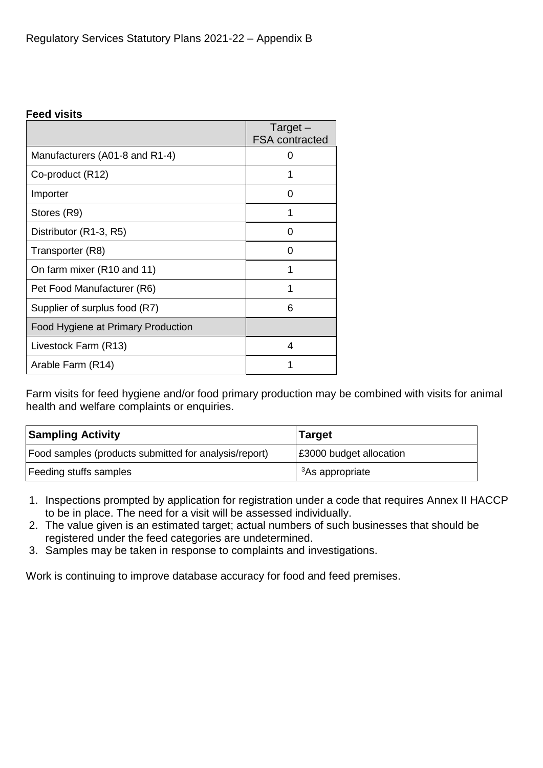Regulatory Services Statutory Plans 2021-22 – Appendix B

**Feed visits**

| | Target – FSA contracted |
|---|---|
| Manufacturers (A01-8 and R1-4) | 0 |
| Co-product (R12) | 1 |
| Importer | 0 |
| Stores (R9) | 1 |
| Distributor (R1-3, R5) | 0 |
| Transporter (R8) | 0 |
| On farm mixer (R10 and 11) | 1 |
| Pet Food Manufacturer (R6) | 1 |
| Supplier of surplus food (R7) | 6 |
| Food Hygiene at Primary Production | |
| Livestock Farm (R13) | 4 |
| Arable Farm (R14) | 1 |

Farm visits for feed hygiene and/or food primary production may be combined with visits for animal health and welfare complaints or enquiries.

| **Sampling Activity** | **Target** |
|---|---|
| Food samples (products submitted for analysis/report) | £3000 budget allocation |
| Feeding stuffs samples | [3]As appropriate |

1. Inspections prompted by application for registration under a code that requires Annex II HACCP to be in place. The need for a visit will be assessed individually.
2. The value given is an estimated target; actual numbers of such businesses that should be registered under the feed categories are undetermined.
3. Samples may be taken in response to complaints and investigations.

Work is continuing to improve database accuracy for food and feed premises.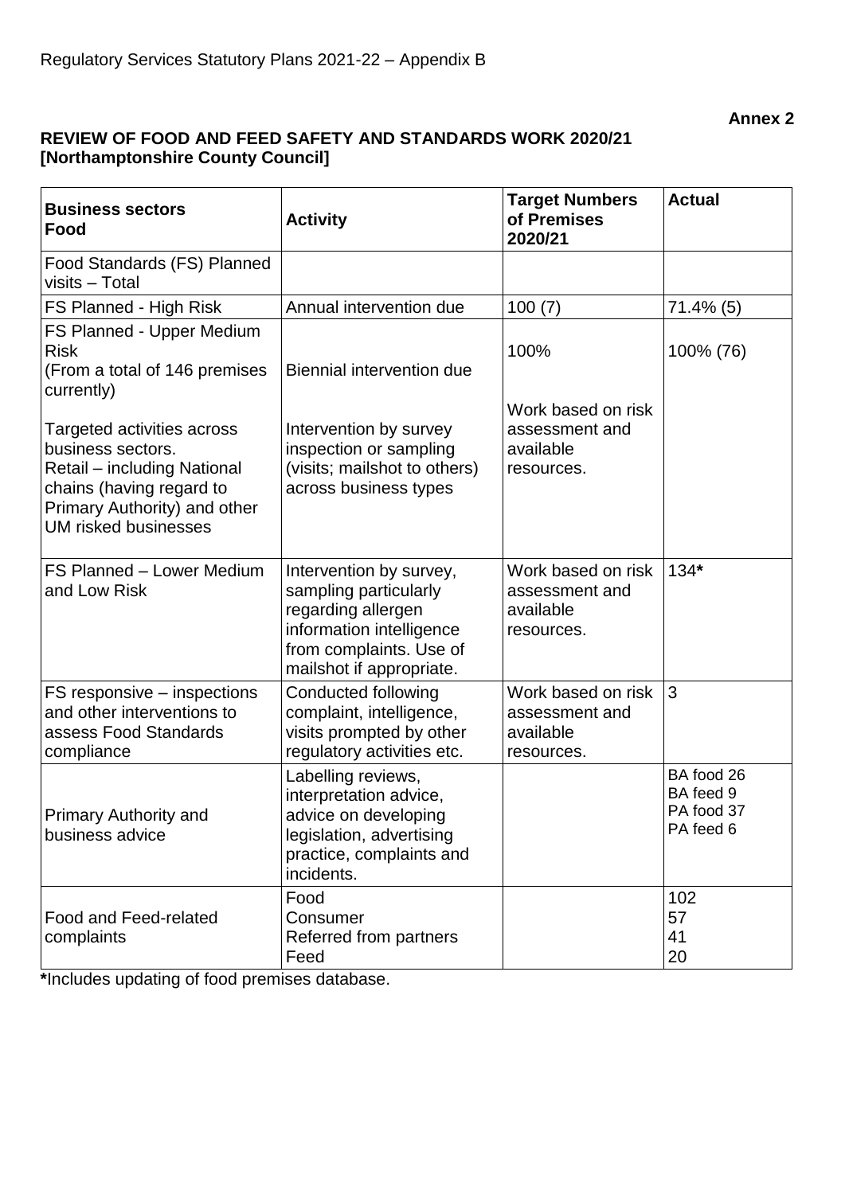Regulatory Services Statutory Plans 2021-22 – Appendix B

**Annex 2**

**REVIEW OF FOOD AND FEED SAFETY AND STANDARDS WORK 2020/21**
**[Northamptonshire County Council]**

| **Business sectors Food** | **Activity** | **Target Numbers of Premises 2020/21** | **Actual** |
|---|---|---|---|
| Food Standards (FS) Planned visits – Total | | | |
| FS Planned - High Risk | Annual intervention due | 100 (7) | 71.4% (5) |
| FS Planned - Upper Medium Risk (From a total of 146 premises currently)<br><br>Targeted activities across business sectors. Retail – including National chains (having regard to Primary Authority) and other UM risked businesses | Biennial intervention due<br><br>Intervention by survey inspection or sampling (visits; mailshot to others) across business types | 100%<br><br>Work based on risk assessment and available resources. | 100% (76) |
| FS Planned – Lower Medium and Low Risk | Intervention by survey, sampling particularly regarding allergen information intelligence from complaints. Use of mailshot if appropriate. | Work based on risk assessment and available resources. | 134**\*** |
| FS responsive – inspections and other interventions to assess Food Standards compliance | Conducted following complaint, intelligence, visits prompted by other regulatory activities etc. | Work based on risk assessment and available resources. | 3 |
| Primary Authority and business advice | Labelling reviews, interpretation advice, advice on developing legislation, advertising practice, complaints and incidents. | | BA food 26<br>BA feed 9<br>PA food 37<br>PA feed 6 |
| Food and Feed-related complaints | Food<br>Consumer<br>Referred from partners<br>Feed | | 102<br>57<br>41<br>20 |

**\***Includes updating of food premises database.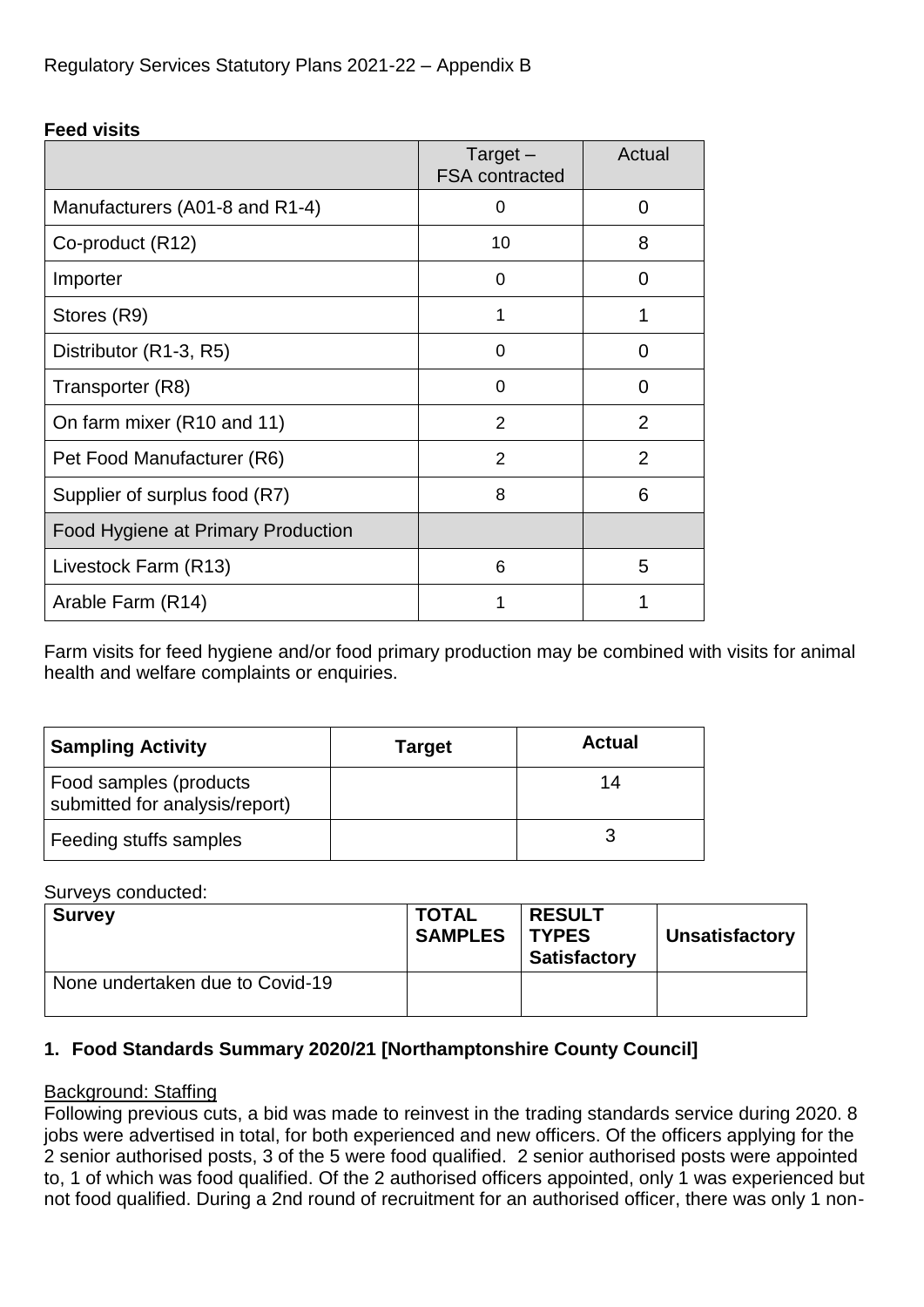**Feed visits**

| | Target – FSA contracted | Actual |
|---|---|---|
| Manufacturers (A01-8 and R1-4) | 0 | 0 |
| Co-product (R12) | 10 | 8 |
| Importer | 0 | 0 |
| Stores (R9) | 1 | 1 |
| Distributor (R1-3, R5) | 0 | 0 |
| Transporter (R8) | 0 | 0 |
| On farm mixer (R10 and 11) | 2 | 2 |
| Pet Food Manufacturer (R6) | 2 | 2 |
| Supplier of surplus food (R7) | 8 | 6 |
| Food Hygiene at Primary Production | | |
| Livestock Farm (R13) | 6 | 5 |
| Arable Farm (R14) | 1 | 1 |

Farm visits for feed hygiene and/or food primary production may be combined with visits for animal health and welfare complaints or enquiries.

| Sampling Activity | Target | Actual |
|---|---|---|
| Food samples (products submitted for analysis/report) | | 14 |
| Feeding stuffs samples | | 3 |

Surveys conducted:

| Survey | TOTAL SAMPLES | RESULT TYPES Satisfactory | Unsatisfactory |
|---|---|---|---|
| None undertaken due to Covid-19 | | | |

## 1. Food Standards Summary 2020/21 [Northamptonshire County Council]

Background: Staffing

Following previous cuts, a bid was made to reinvest in the trading standards service during 2020. 8 jobs were advertised in total, for both experienced and new officers. Of the officers applying for the 2 senior authorised posts, 3 of the 5 were food qualified. 2 senior authorised posts were appointed to, 1 of which was food qualified. Of the 2 authorised officers appointed, only 1 was experienced but not food qualified. During a 2nd round of recruitment for an authorised officer, there was only 1 non-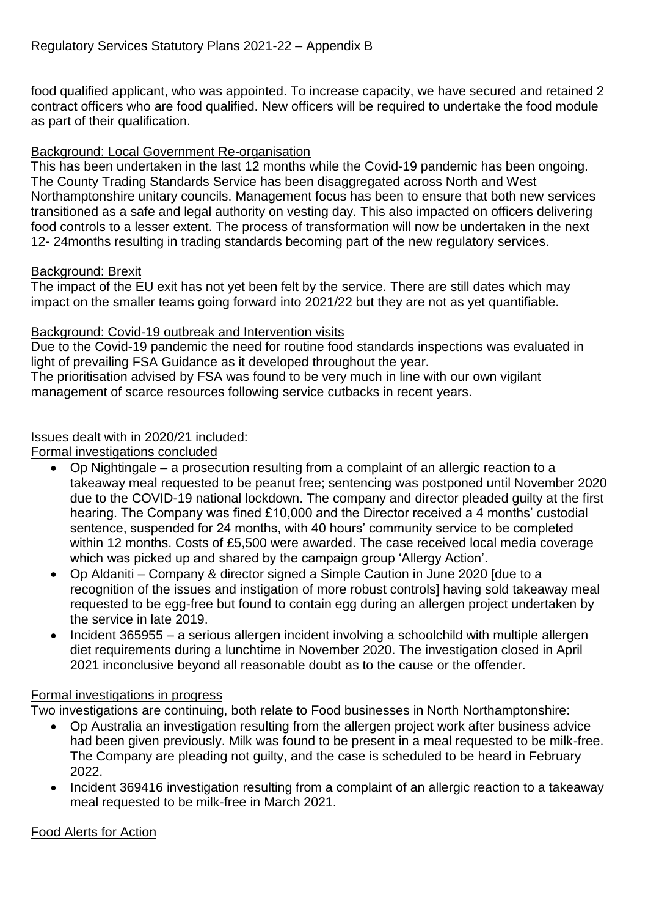food qualified applicant, who was appointed. To increase capacity, we have secured and retained 2 contract officers who are food qualified. New officers will be required to undertake the food module as part of their qualification.

Background: Local Government Re-organisation

This has been undertaken in the last 12 months while the Covid-19 pandemic has been ongoing. The County Trading Standards Service has been disaggregated across North and West Northamptonshire unitary councils. Management focus has been to ensure that both new services transitioned as a safe and legal authority on vesting day. This also impacted on officers delivering food controls to a lesser extent. The process of transformation will now be undertaken in the next 12- 24months resulting in trading standards becoming part of the new regulatory services.

Background: Brexit

The impact of the EU exit has not yet been felt by the service. There are still dates which may impact on the smaller teams going forward into 2021/22 but they are not as yet quantifiable.

Background: Covid-19 outbreak and Intervention visits

Due to the Covid-19 pandemic the need for routine food standards inspections was evaluated in light of prevailing FSA Guidance as it developed throughout the year.
The prioritisation advised by FSA was found to be very much in line with our own vigilant management of scarce resources following service cutbacks in recent years.

Issues dealt with in 2020/21 included:

Formal investigations concluded

- Op Nightingale – a prosecution resulting from a complaint of an allergic reaction to a takeaway meal requested to be peanut free; sentencing was postponed until November 2020 due to the COVID-19 national lockdown. The company and director pleaded guilty at the first hearing. The Company was fined £10,000 and the Director received a 4 months' custodial sentence, suspended for 24 months, with 40 hours' community service to be completed within 12 months. Costs of £5,500 were awarded. The case received local media coverage which was picked up and shared by the campaign group 'Allergy Action'.
- Op Aldaniti – Company & director signed a Simple Caution in June 2020 [due to a recognition of the issues and instigation of more robust controls] having sold takeaway meal requested to be egg-free but found to contain egg during an allergen project undertaken by the service in late 2019.
- Incident 365955 – a serious allergen incident involving a schoolchild with multiple allergen diet requirements during a lunchtime in November 2020. The investigation closed in April 2021 inconclusive beyond all reasonable doubt as to the cause or the offender.

Formal investigations in progress

Two investigations are continuing, both relate to Food businesses in North Northamptonshire:

- Op Australia an investigation resulting from the allergen project work after business advice had been given previously. Milk was found to be present in a meal requested to be milk-free. The Company are pleading not guilty, and the case is scheduled to be heard in February 2022.
- Incident 369416 investigation resulting from a complaint of an allergic reaction to a takeaway meal requested to be milk-free in March 2021.

Food Alerts for Action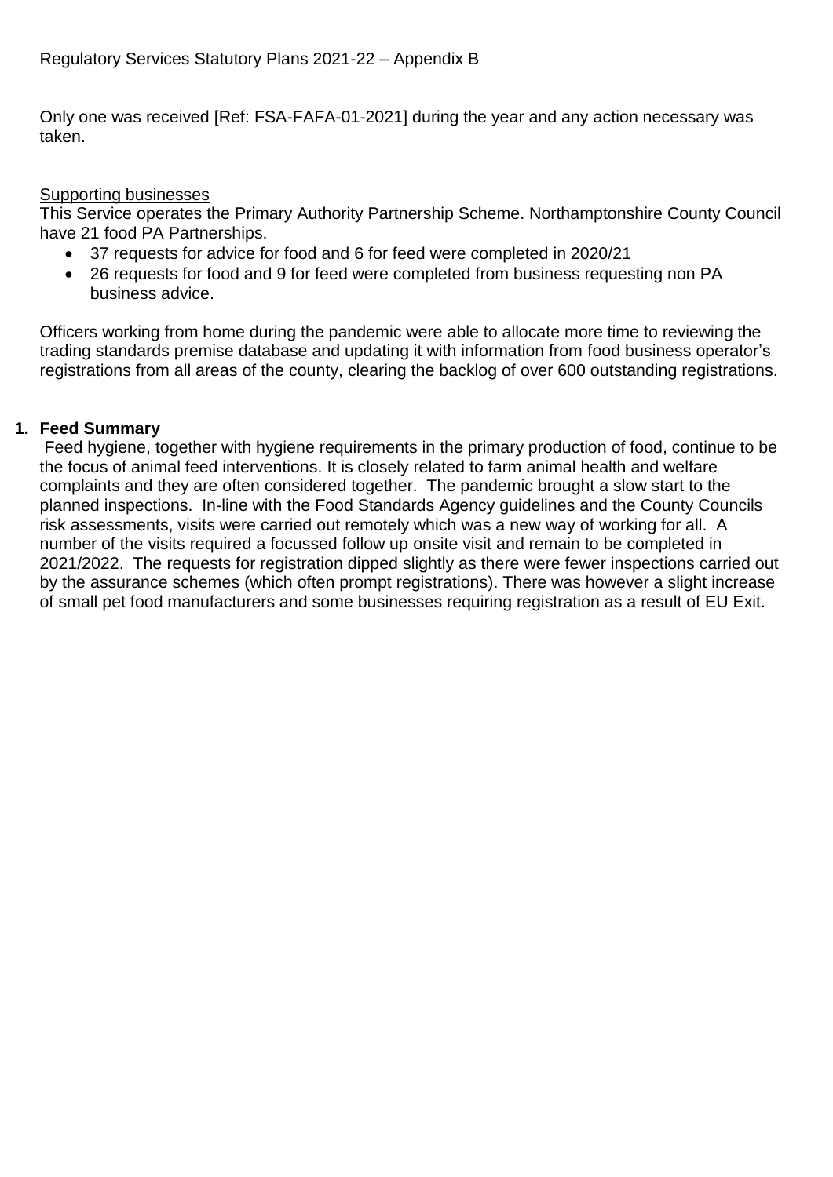Only one was received [Ref: FSA-FAFA-01-2021] during the year and any action necessary was taken.

<u>Supporting businesses</u>

This Service operates the Primary Authority Partnership Scheme. Northamptonshire County Council have 21 food PA Partnerships.

- 37 requests for advice for food and 6 for feed were completed in 2020/21
- 26 requests for food and 9 for feed were completed from business requesting non PA business advice.

Officers working from home during the pandemic were able to allocate more time to reviewing the trading standards premise database and updating it with information from food business operator's registrations from all areas of the county, clearing the backlog of over 600 outstanding registrations.

## 1. Feed Summary

Feed hygiene, together with hygiene requirements in the primary production of food, continue to be the focus of animal feed interventions. It is closely related to farm animal health and welfare complaints and they are often considered together. The pandemic brought a slow start to the planned inspections. In-line with the Food Standards Agency guidelines and the County Councils risk assessments, visits were carried out remotely which was a new way of working for all. A number of the visits required a focussed follow up onsite visit and remain to be completed in 2021/2022. The requests for registration dipped slightly as there were fewer inspections carried out by the assurance schemes (which often prompt registrations). There was however a slight increase of small pet food manufacturers and some businesses requiring registration as a result of EU Exit.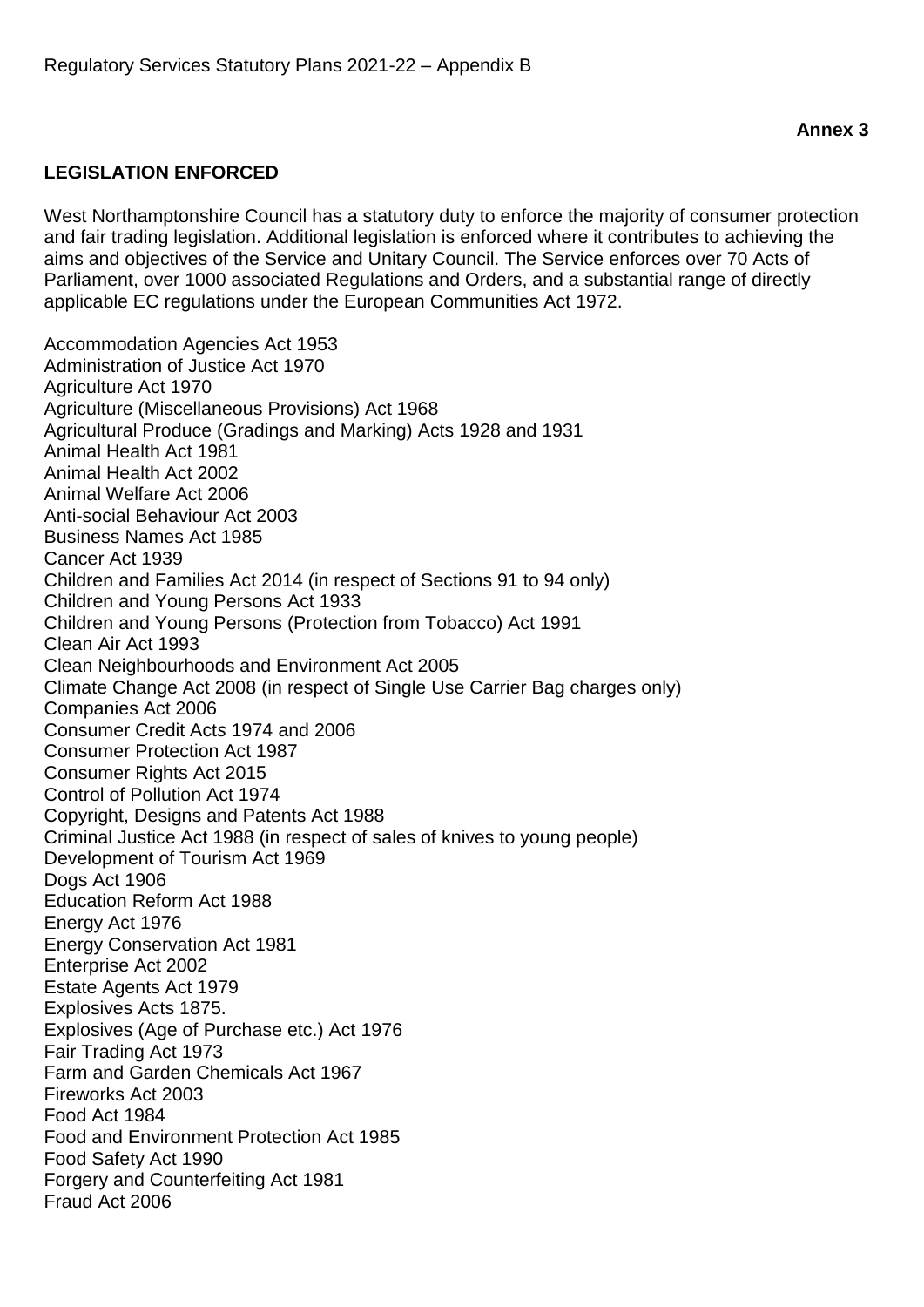**Annex 3**

## LEGISLATION ENFORCED

West Northamptonshire Council has a statutory duty to enforce the majority of consumer protection and fair trading legislation. Additional legislation is enforced where it contributes to achieving the aims and objectives of the Service and Unitary Council. The Service enforces over 70 Acts of Parliament, over 1000 associated Regulations and Orders, and a substantial range of directly applicable EC regulations under the European Communities Act 1972.

Accommodation Agencies Act 1953
Administration of Justice Act 1970
Agriculture Act 1970
Agriculture (Miscellaneous Provisions) Act 1968
Agricultural Produce (Gradings and Marking) Acts 1928 and 1931
Animal Health Act 1981
Animal Health Act 2002
Animal Welfare Act 2006
Anti-social Behaviour Act 2003
Business Names Act 1985
Cancer Act 1939
Children and Families Act 2014 (in respect of Sections 91 to 94 only)
Children and Young Persons Act 1933
Children and Young Persons (Protection from Tobacco) Act 1991
Clean Air Act 1993
Clean Neighbourhoods and Environment Act 2005
Climate Change Act 2008 (in respect of Single Use Carrier Bag charges only)
Companies Act 2006
Consumer Credit Acts 1974 and 2006
Consumer Protection Act 1987
Consumer Rights Act 2015
Control of Pollution Act 1974
Copyright, Designs and Patents Act 1988
Criminal Justice Act 1988 (in respect of sales of knives to young people)
Development of Tourism Act 1969
Dogs Act 1906
Education Reform Act 1988
Energy Act 1976
Energy Conservation Act 1981
Enterprise Act 2002
Estate Agents Act 1979
Explosives Acts 1875.
Explosives (Age of Purchase etc.) Act 1976
Fair Trading Act 1973
Farm and Garden Chemicals Act 1967
Fireworks Act 2003
Food Act 1984
Food and Environment Protection Act 1985
Food Safety Act 1990
Forgery and Counterfeiting Act 1981
Fraud Act 2006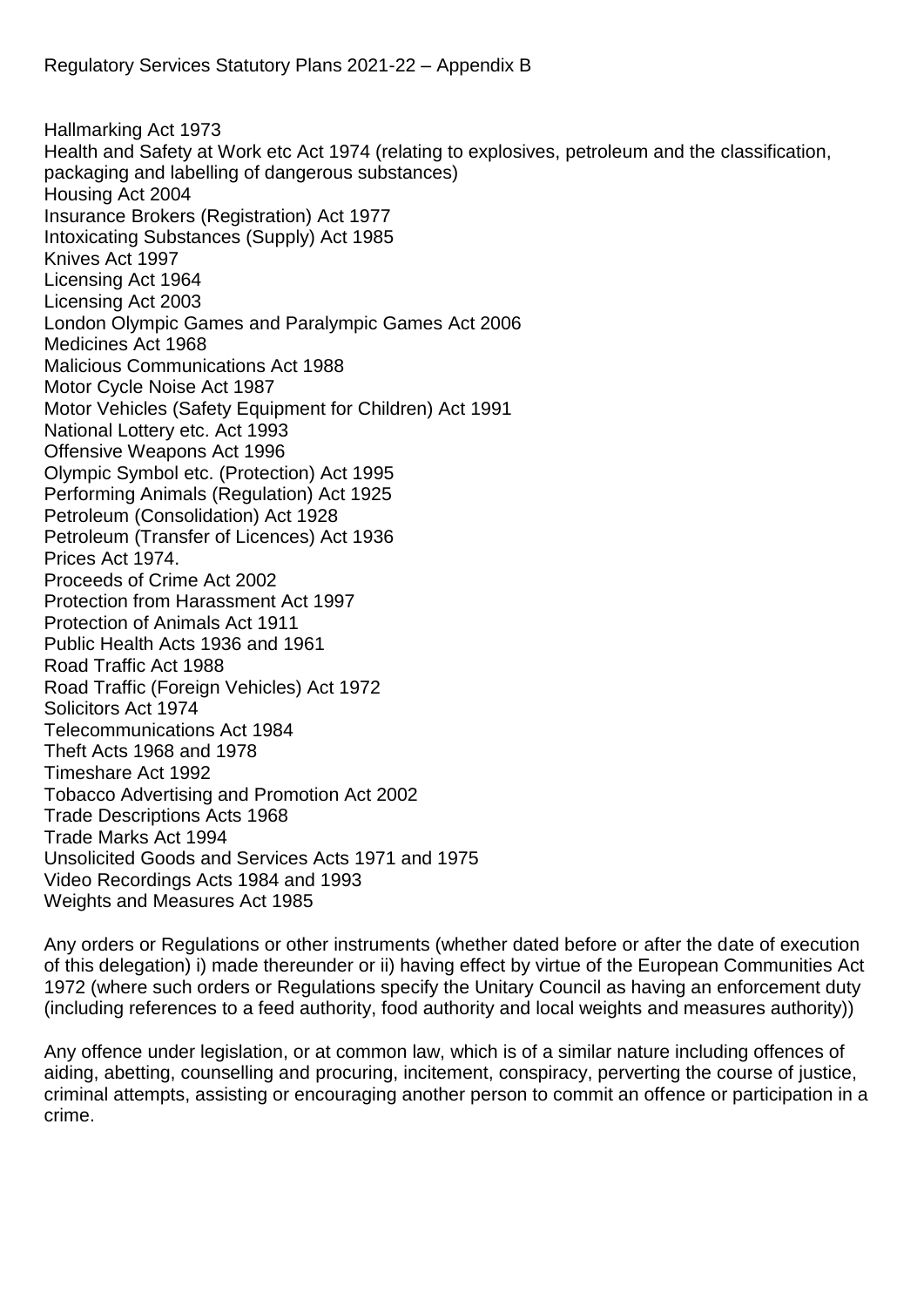Hallmarking Act 1973
Health and Safety at Work etc Act 1974 (relating to explosives, petroleum and the classification, packaging and labelling of dangerous substances)
Housing Act 2004
Insurance Brokers (Registration) Act 1977
Intoxicating Substances (Supply) Act 1985
Knives Act 1997
Licensing Act 1964
Licensing Act 2003
London Olympic Games and Paralympic Games Act 2006
Medicines Act 1968
Malicious Communications Act 1988
Motor Cycle Noise Act 1987
Motor Vehicles (Safety Equipment for Children) Act 1991
National Lottery etc. Act 1993
Offensive Weapons Act 1996
Olympic Symbol etc. (Protection) Act 1995
Performing Animals (Regulation) Act 1925
Petroleum (Consolidation) Act 1928
Petroleum (Transfer of Licences) Act 1936
Prices Act 1974.
Proceeds of Crime Act 2002
Protection from Harassment Act 1997
Protection of Animals Act 1911
Public Health Acts 1936 and 1961
Road Traffic Act 1988
Road Traffic (Foreign Vehicles) Act 1972
Solicitors Act 1974
Telecommunications Act 1984
Theft Acts 1968 and 1978
Timeshare Act 1992
Tobacco Advertising and Promotion Act 2002
Trade Descriptions Acts 1968
Trade Marks Act 1994
Unsolicited Goods and Services Acts 1971 and 1975
Video Recordings Acts 1984 and 1993
Weights and Measures Act 1985

Any orders or Regulations or other instruments (whether dated before or after the date of execution of this delegation) i) made thereunder or ii) having effect by virtue of the European Communities Act 1972 (where such orders or Regulations specify the Unitary Council as having an enforcement duty (including references to a feed authority, food authority and local weights and measures authority))

Any offence under legislation, or at common law, which is of a similar nature including offences of aiding, abetting, counselling and procuring, incitement, conspiracy, perverting the course of justice, criminal attempts, assisting or encouraging another person to commit an offence or participation in a crime.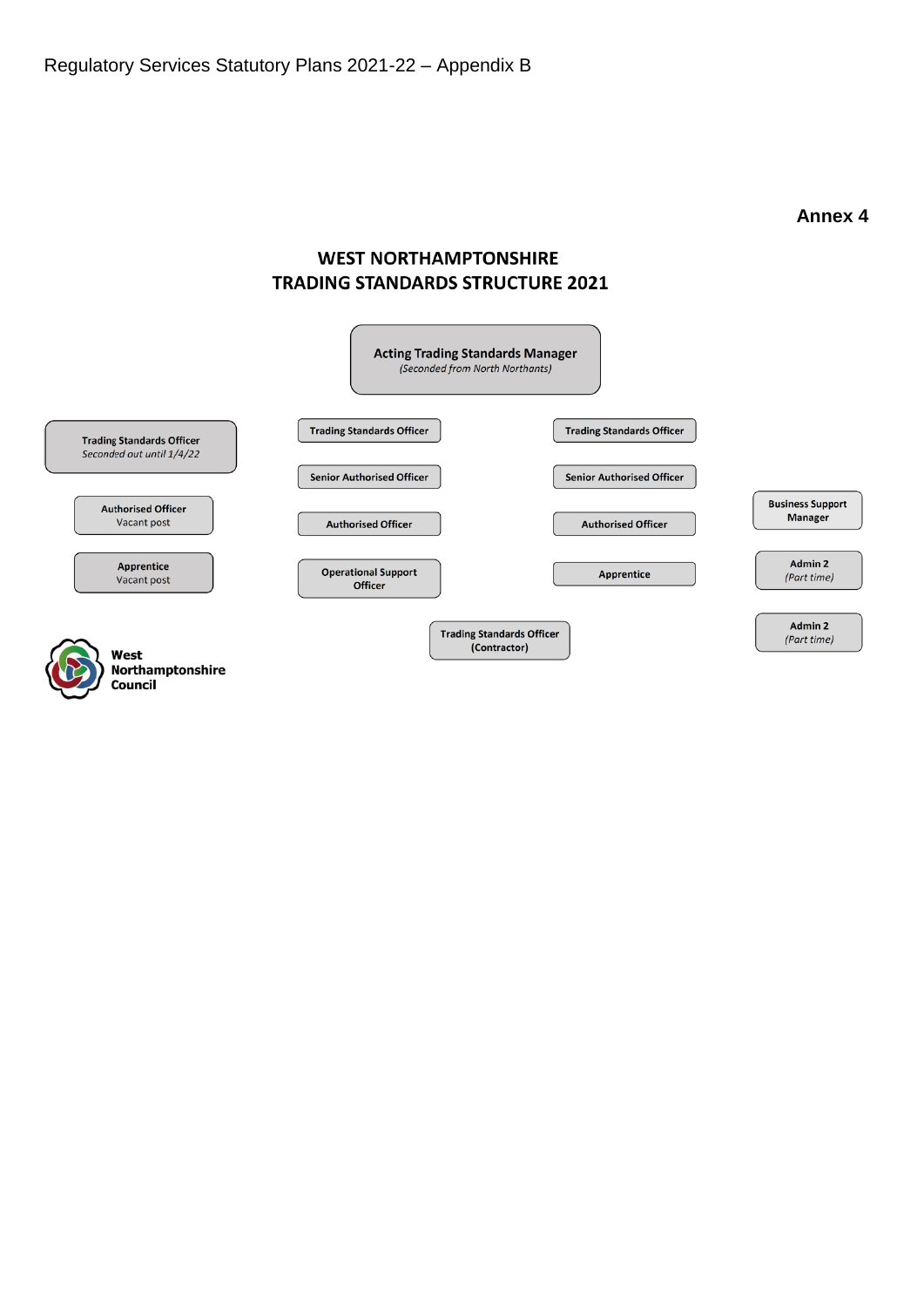Annex 4

# WEST NORTHAMPTONSHIRE
# TRADING STANDARDS STRUCTURE 2021

**Acting Trading Standards Manager**
*(Seconded from North Northants)*

**Trading Standards Officer**
*Seconded out until 1/4/22*

**Authorised Officer**
Vacant post

**Apprentice**
Vacant post

**Trading Standards Officer**

**Senior Authorised Officer**

**Authorised Officer**

**Operational Support Officer**

**Trading Standards Officer**

**Senior Authorised Officer**

**Authorised Officer**

**Apprentice**

**Trading Standards Officer (Contractor)**

**Business Support Manager**

**Admin 2**
*(Part time)*

**Admin 2**
*(Part time)*

West Northamptonshire Council